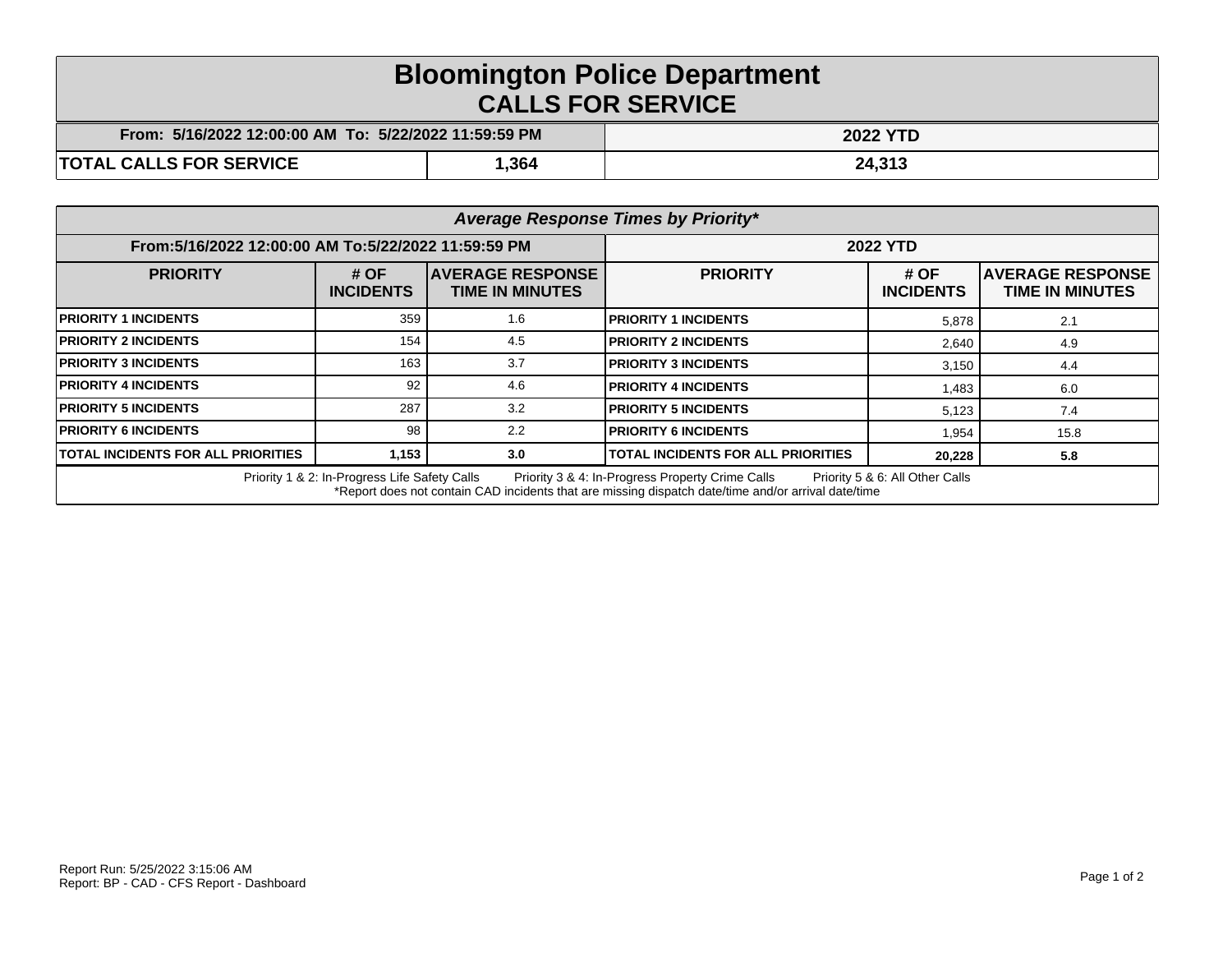# Bloomington Police Department
## CALLS FOR SERVICE

| From: 5/16/2022 12:00:00 AM To: 5/22/2022 11:59:59 PM | | 2022 YTD |
|---|---|---|
| **TOTAL CALLS FOR SERVICE** | **1,364** | **24,313** |

| *Average Response Times by Priority** | | | | | |
|---|---|---|---|---|---|
| **From:5/16/2022 12:00:00 AM To:5/22/2022 11:59:59 PM** | | | **2022 YTD** | | |
| **PRIORITY** | **# OF INCIDENTS** | **AVERAGE RESPONSE TIME IN MINUTES** | **PRIORITY** | **# OF INCIDENTS** | **AVERAGE RESPONSE TIME IN MINUTES** |
| **PRIORITY 1 INCIDENTS** | 359 | 1.6 | **PRIORITY 1 INCIDENTS** | 5,878 | 2.1 |
| **PRIORITY 2 INCIDENTS** | 154 | 4.5 | **PRIORITY 2 INCIDENTS** | 2,640 | 4.9 |
| **PRIORITY 3 INCIDENTS** | 163 | 3.7 | **PRIORITY 3 INCIDENTS** | 3,150 | 4.4 |
| **PRIORITY 4 INCIDENTS** | 92 | 4.6 | **PRIORITY 4 INCIDENTS** | 1,483 | 6.0 |
| **PRIORITY 5 INCIDENTS** | 287 | 3.2 | **PRIORITY 5 INCIDENTS** | 5,123 | 7.4 |
| **PRIORITY 6 INCIDENTS** | 98 | 2.2 | **PRIORITY 6 INCIDENTS** | 1,954 | 15.8 |
| **TOTAL INCIDENTS FOR ALL PRIORITIES** | **1,153** | **3.0** | **TOTAL INCIDENTS FOR ALL PRIORITIES** | **20,228** | **5.8** |

Priority 1 & 2: In-Progress Life Safety Calls Priority 3 & 4: In-Progress Property Crime Calls Priority 5 & 6: All Other Calls
*Report does not contain CAD incidents that are missing dispatch date/time and/or arrival date/time

Report Run: 5/25/2022 3:15:06 AM
Report: BP - CAD - CFS Report - Dashboard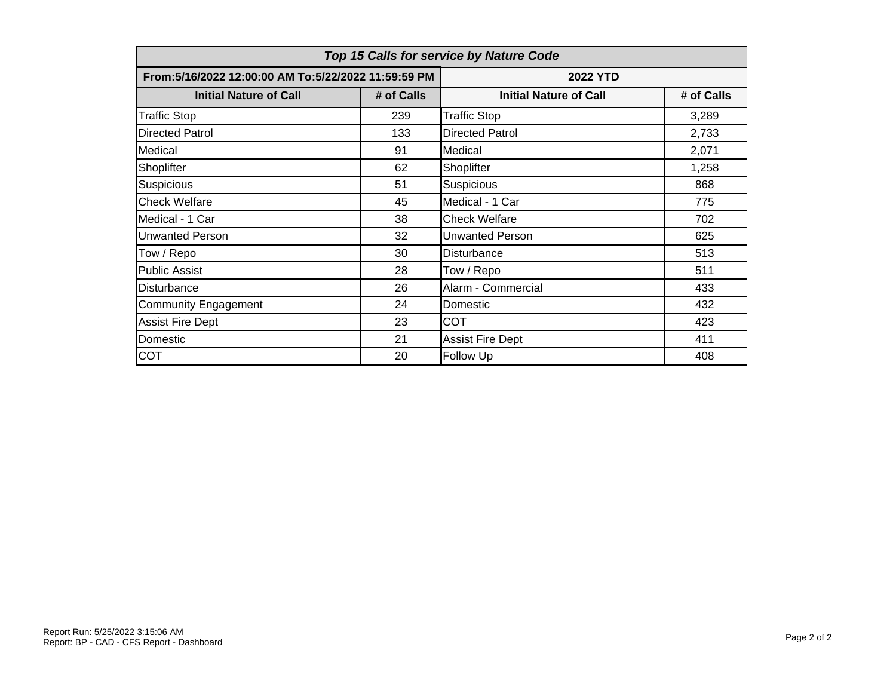| Top 15 Calls for service by Nature Code | | | |
|---|---|---|---|
| From:5/16/2022 12:00:00 AM To:5/22/2022 11:59:59 PM | | 2022 YTD | |
| **Initial Nature of Call** | **# of Calls** | **Initial Nature of Call** | **# of Calls** |
| Traffic Stop | 239 | Traffic Stop | 3,289 |
| Directed Patrol | 133 | Directed Patrol | 2,733 |
| Medical | 91 | Medical | 2,071 |
| Shoplifter | 62 | Shoplifter | 1,258 |
| Suspicious | 51 | Suspicious | 868 |
| Check Welfare | 45 | Medical - 1 Car | 775 |
| Medical - 1 Car | 38 | Check Welfare | 702 |
| Unwanted Person | 32 | Unwanted Person | 625 |
| Tow / Repo | 30 | Disturbance | 513 |
| Public Assist | 28 | Tow / Repo | 511 |
| Disturbance | 26 | Alarm - Commercial | 433 |
| Community Engagement | 24 | Domestic | 432 |
| Assist Fire Dept | 23 | COT | 423 |
| Domestic | 21 | Assist Fire Dept | 411 |
| COT | 20 | Follow Up | 408 |

Report Run: 5/25/2022 3:15:06 AM
Report: BP - CAD - CFS Report - Dashboard